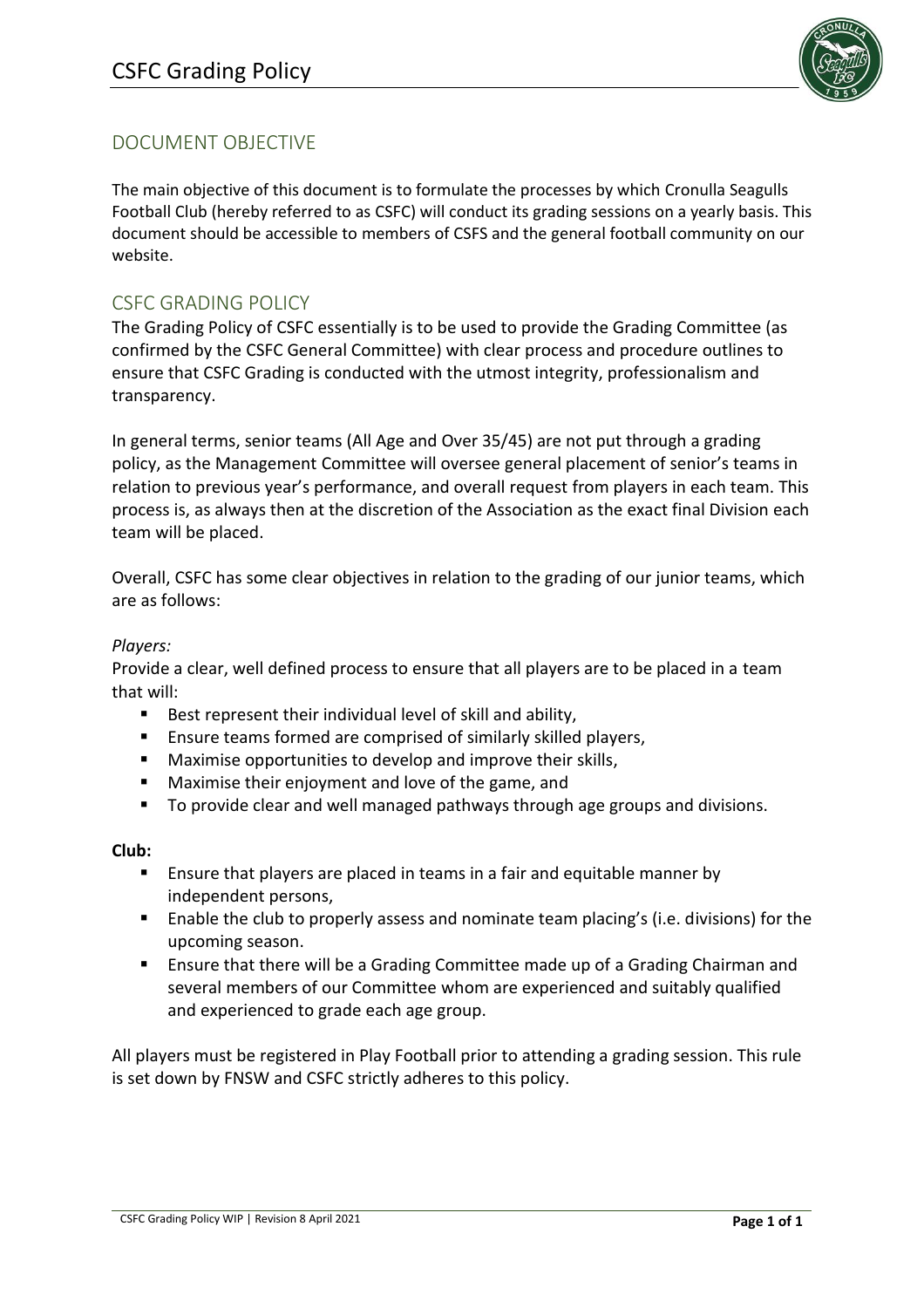# CSFC Grading Policy

## DOCUMENT OBJECTIVE

The main objective of this document is to formulate the processes by which Cronulla Seagulls Football Club (hereby referred to as CSFC) will conduct its grading sessions on a yearly basis. This document should be accessible to members of CSFS and the general football community on our website.

## CSFC GRADING POLICY

The Grading Policy of CSFC essentially is to be used to provide the Grading Committee (as confirmed by the CSFC General Committee) with clear process and procedure outlines to ensure that CSFC Grading is conducted with the utmost integrity, professionalism and transparency.

In general terms, senior teams (All Age and Over 35/45) are not put through a grading policy, as the Management Committee will oversee general placement of senior's teams in relation to previous year's performance, and overall request from players in each team. This process is, as always then at the discretion of the Association as the exact final Division each team will be placed.

Overall, CSFC has some clear objectives in relation to the grading of our junior teams, which are as follows:

*Players:*

Provide a clear, well defined process to ensure that all players are to be placed in a team that will:

- Best represent their individual level of skill and ability,
- Ensure teams formed are comprised of similarly skilled players,
- Maximise opportunities to develop and improve their skills,
- Maximise their enjoyment and love of the game, and
- To provide clear and well managed pathways through age groups and divisions.

**Club:**

- Ensure that players are placed in teams in a fair and equitable manner by independent persons,
- Enable the club to properly assess and nominate team placing's (i.e. divisions) for the upcoming season.
- Ensure that there will be a Grading Committee made up of a Grading Chairman and several members of our Committee whom are experienced and suitably qualified and experienced to grade each age group.

All players must be registered in Play Football prior to attending a grading session. This rule is set down by FNSW and CSFC strictly adheres to this policy.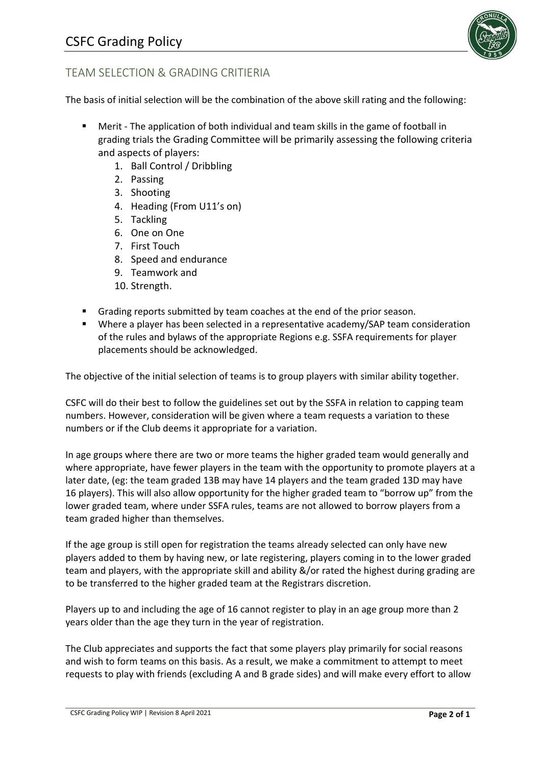## TEAM SELECTION & GRADING CRITIERIA

The basis of initial selection will be the combination of the above skill rating and the following:

- Merit - The application of both individual and team skills in the game of football in grading trials the Grading Committee will be primarily assessing the following criteria and aspects of players:
    1. Ball Control / Dribbling
    2. Passing
    3. Shooting
    4. Heading (From U11's on)
    5. Tackling
    6. One on One
    7. First Touch
    8. Speed and endurance
    9. Teamwork and
    10. Strength.
- Grading reports submitted by team coaches at the end of the prior season.
- Where a player has been selected in a representative academy/SAP team consideration of the rules and bylaws of the appropriate Regions e.g. SSFA requirements for player placements should be acknowledged.

The objective of the initial selection of teams is to group players with similar ability together.

CSFC will do their best to follow the guidelines set out by the SSFA in relation to capping team numbers. However, consideration will be given where a team requests a variation to these numbers or if the Club deems it appropriate for a variation.

In age groups where there are two or more teams the higher graded team would generally and where appropriate, have fewer players in the team with the opportunity to promote players at a later date, (eg: the team graded 13B may have 14 players and the team graded 13D may have 16 players). This will also allow opportunity for the higher graded team to "borrow up" from the lower graded team, where under SSFA rules, teams are not allowed to borrow players from a team graded higher than themselves.

If the age group is still open for registration the teams already selected can only have new players added to them by having new, or late registering, players coming in to the lower graded team and players, with the appropriate skill and ability &/or rated the highest during grading are to be transferred to the higher graded team at the Registrars discretion.

Players up to and including the age of 16 cannot register to play in an age group more than 2 years older than the age they turn in the year of registration.

The Club appreciates and supports the fact that some players play primarily for social reasons and wish to form teams on this basis. As a result, we make a commitment to attempt to meet requests to play with friends (excluding A and B grade sides) and will make every effort to allow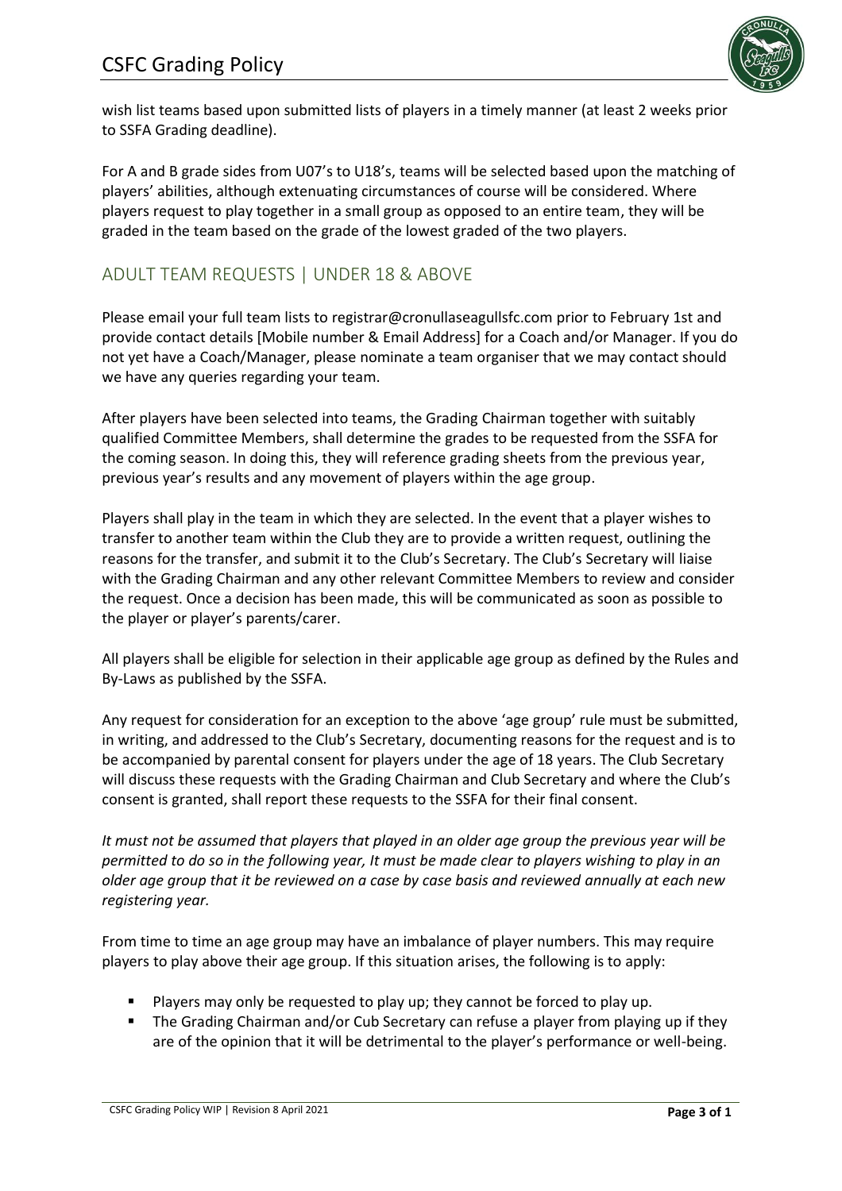wish list teams based upon submitted lists of players in a timely manner (at least 2 weeks prior to SSFA Grading deadline).

For A and B grade sides from U07's to U18's, teams will be selected based upon the matching of players' abilities, although extenuating circumstances of course will be considered. Where players request to play together in a small group as opposed to an entire team, they will be graded in the team based on the grade of the lowest graded of the two players.

## ADULT TEAM REQUESTS | UNDER 18 & ABOVE

Please email your full team lists to registrar@cronullaseagullsfc.com prior to February 1st and provide contact details [Mobile number & Email Address] for a Coach and/or Manager. If you do not yet have a Coach/Manager, please nominate a team organiser that we may contact should we have any queries regarding your team.

After players have been selected into teams, the Grading Chairman together with suitably qualified Committee Members, shall determine the grades to be requested from the SSFA for the coming season. In doing this, they will reference grading sheets from the previous year, previous year's results and any movement of players within the age group.

Players shall play in the team in which they are selected. In the event that a player wishes to transfer to another team within the Club they are to provide a written request, outlining the reasons for the transfer, and submit it to the Club's Secretary. The Club's Secretary will liaise with the Grading Chairman and any other relevant Committee Members to review and consider the request. Once a decision has been made, this will be communicated as soon as possible to the player or player's parents/carer.

All players shall be eligible for selection in their applicable age group as defined by the Rules and By-Laws as published by the SSFA.

Any request for consideration for an exception to the above 'age group' rule must be submitted, in writing, and addressed to the Club's Secretary, documenting reasons for the request and is to be accompanied by parental consent for players under the age of 18 years. The Club Secretary will discuss these requests with the Grading Chairman and Club Secretary and where the Club's consent is granted, shall report these requests to the SSFA for their final consent.

*It must not be assumed that players that played in an older age group the previous year will be permitted to do so in the following year, It must be made clear to players wishing to play in an older age group that it be reviewed on a case by case basis and reviewed annually at each new registering year.*

From time to time an age group may have an imbalance of player numbers. This may require players to play above their age group. If this situation arises, the following is to apply:

- Players may only be requested to play up; they cannot be forced to play up.
- The Grading Chairman and/or Cub Secretary can refuse a player from playing up if they are of the opinion that it will be detrimental to the player's performance or well-being.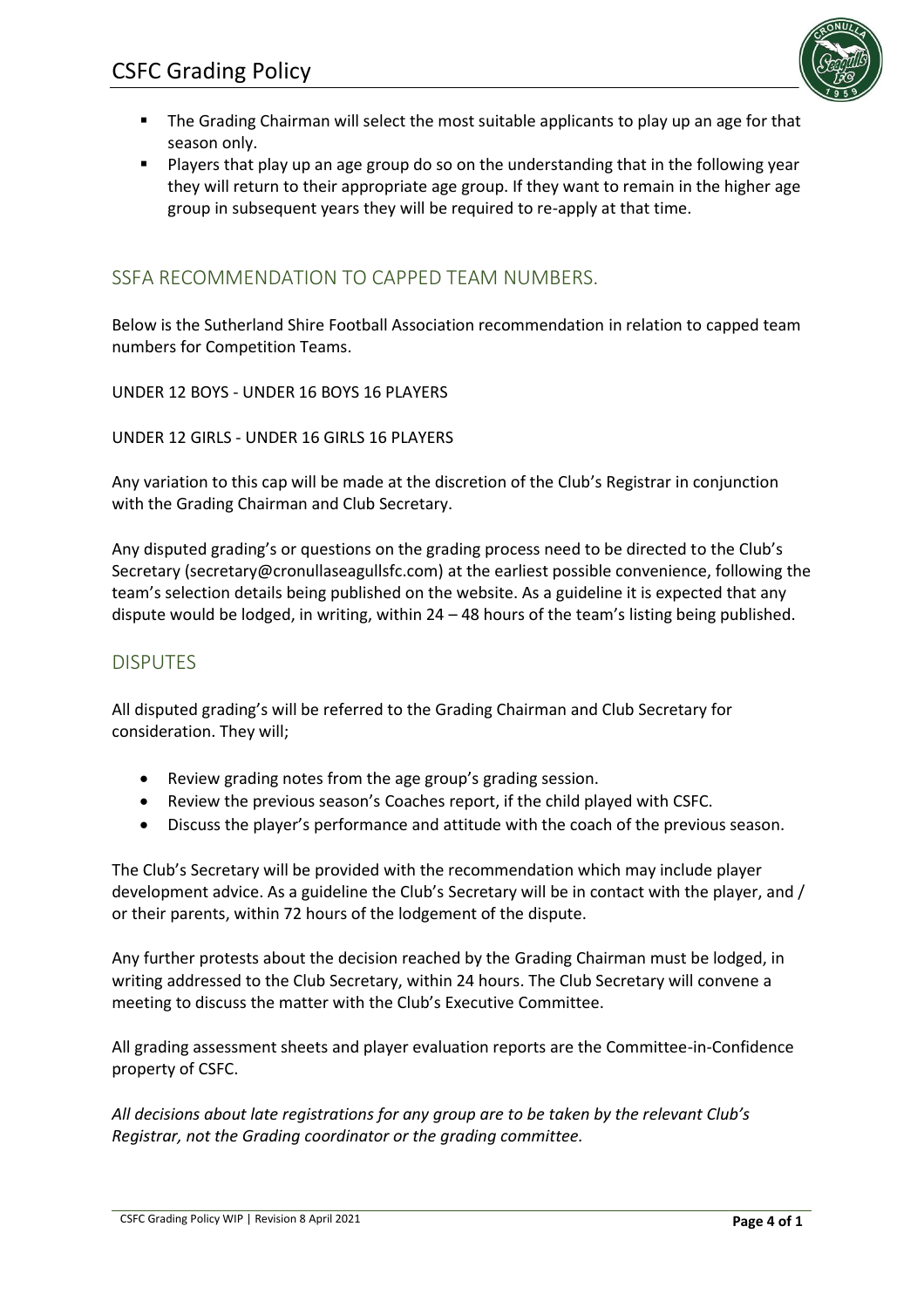- The Grading Chairman will select the most suitable applicants to play up an age for that season only.
- Players that play up an age group do so on the understanding that in the following year they will return to their appropriate age group. If they want to remain in the higher age group in subsequent years they will be required to re-apply at that time.

## SSFA RECOMMENDATION TO CAPPED TEAM NUMBERS.

Below is the Sutherland Shire Football Association recommendation in relation to capped team numbers for Competition Teams.

UNDER 12 BOYS - UNDER 16 BOYS 16 PLAYERS

UNDER 12 GIRLS - UNDER 16 GIRLS 16 PLAYERS

Any variation to this cap will be made at the discretion of the Club's Registrar in conjunction with the Grading Chairman and Club Secretary.

Any disputed grading's or questions on the grading process need to be directed to the Club's Secretary (secretary@cronullaseagullsfc.com) at the earliest possible convenience, following the team's selection details being published on the website. As a guideline it is expected that any dispute would be lodged, in writing, within 24 – 48 hours of the team's listing being published.

## DISPUTES

All disputed grading's will be referred to the Grading Chairman and Club Secretary for consideration. They will;

- Review grading notes from the age group's grading session.
- Review the previous season's Coaches report, if the child played with CSFC.
- Discuss the player's performance and attitude with the coach of the previous season.

The Club's Secretary will be provided with the recommendation which may include player development advice. As a guideline the Club's Secretary will be in contact with the player, and / or their parents, within 72 hours of the lodgement of the dispute.

Any further protests about the decision reached by the Grading Chairman must be lodged, in writing addressed to the Club Secretary, within 24 hours. The Club Secretary will convene a meeting to discuss the matter with the Club's Executive Committee.

All grading assessment sheets and player evaluation reports are the Committee-in-Confidence property of CSFC.

*All decisions about late registrations for any group are to be taken by the relevant Club's Registrar, not the Grading coordinator or the grading committee.*